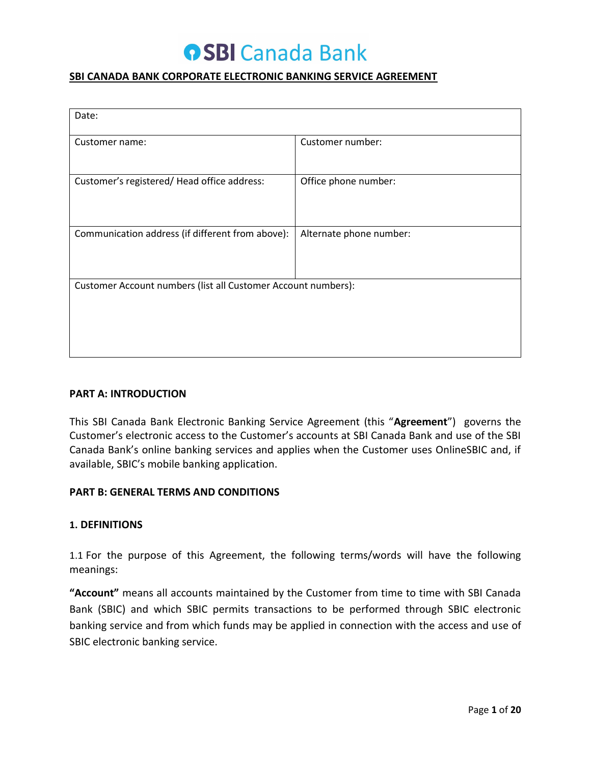SBI Canada Bank

# SBI CANADA BANK CORPORATE ELECTRONIC BANKING SERVICE AGREEMENT

| Date: | |
|---|---|
| Customer name: | Customer number: |
| Customer's registered/ Head office address: | Office phone number: |
| Communication address (if different from above): | Alternate phone number: |
| Customer Account numbers (list all Customer Account numbers): | |

## PART A: INTRODUCTION

This SBI Canada Bank Electronic Banking Service Agreement (this "**Agreement**") governs the Customer's electronic access to the Customer's accounts at SBI Canada Bank and use of the SBI Canada Bank's online banking services and applies when the Customer uses OnlineSBIC and, if available, SBIC's mobile banking application.

## PART B: GENERAL TERMS AND CONDITIONS

### 1. DEFINITIONS

1.1 For the purpose of this Agreement, the following terms/words will have the following meanings:

**"Account"** means all accounts maintained by the Customer from time to time with SBI Canada Bank (SBIC) and which SBIC permits transactions to be performed through SBIC electronic banking service and from which funds may be applied in connection with the access and use of SBIC electronic banking service.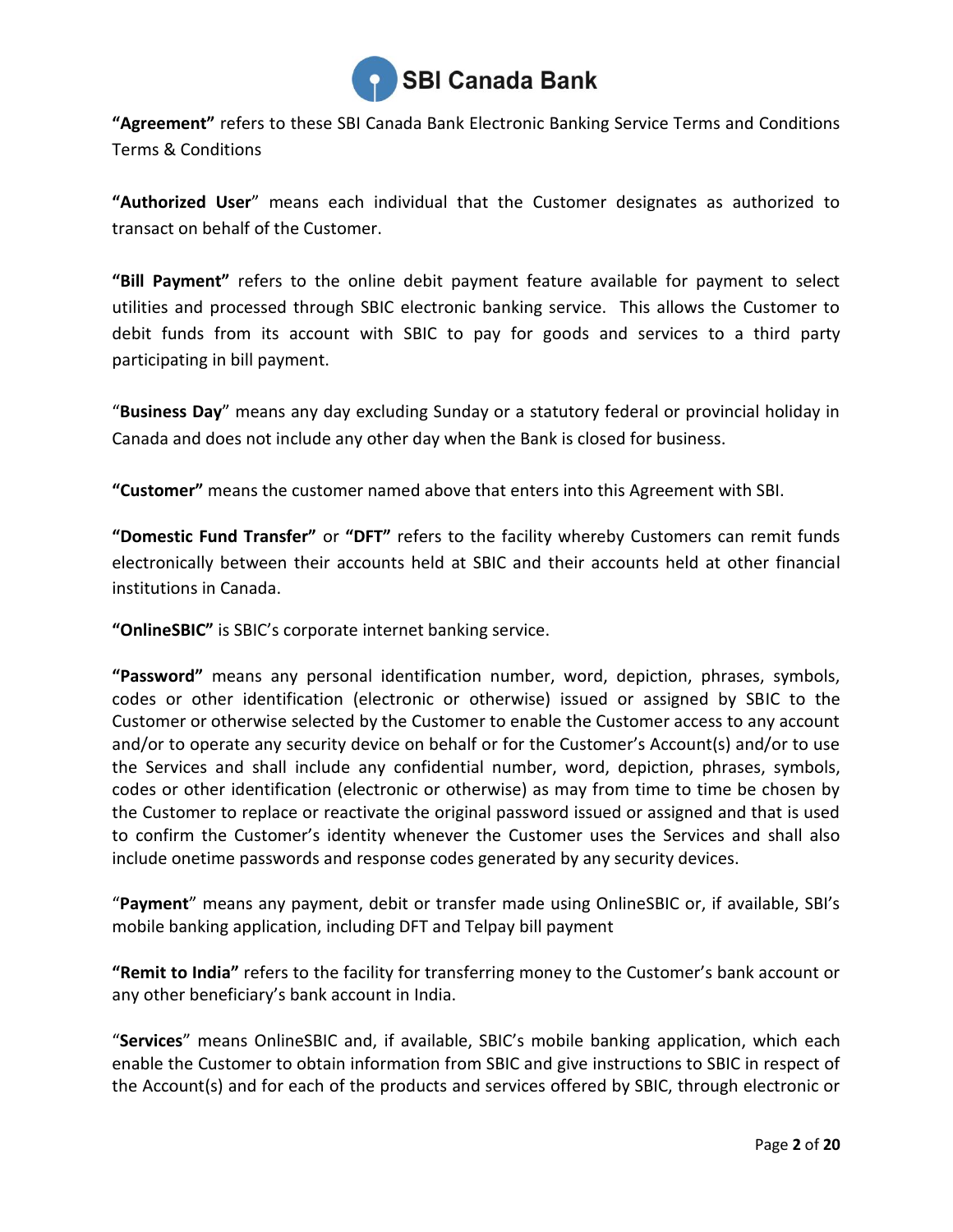**"Agreement"** refers to these SBI Canada Bank Electronic Banking Service Terms and Conditions Terms & Conditions

**"Authorized User"** means each individual that the Customer designates as authorized to transact on behalf of the Customer.

**"Bill Payment"** refers to the online debit payment feature available for payment to select utilities and processed through SBIC electronic banking service. This allows the Customer to debit funds from its account with SBIC to pay for goods and services to a third party participating in bill payment.

"**Business Day**" means any day excluding Sunday or a statutory federal or provincial holiday in Canada and does not include any other day when the Bank is closed for business.

**"Customer"** means the customer named above that enters into this Agreement with SBI.

**"Domestic Fund Transfer"** or **"DFT"** refers to the facility whereby Customers can remit funds electronically between their accounts held at SBIC and their accounts held at other financial institutions in Canada.

**"OnlineSBIC"** is SBIC's corporate internet banking service.

**"Password"** means any personal identification number, word, depiction, phrases, symbols, codes or other identification (electronic or otherwise) issued or assigned by SBIC to the Customer or otherwise selected by the Customer to enable the Customer access to any account and/or to operate any security device on behalf or for the Customer's Account(s) and/or to use the Services and shall include any confidential number, word, depiction, phrases, symbols, codes or other identification (electronic or otherwise) as may from time to time be chosen by the Customer to replace or reactivate the original password issued or assigned and that is used to confirm the Customer's identity whenever the Customer uses the Services and shall also include onetime passwords and response codes generated by any security devices.

"**Payment**" means any payment, debit or transfer made using OnlineSBIC or, if available, SBI's mobile banking application, including DFT and Telpay bill payment

**"Remit to India"** refers to the facility for transferring money to the Customer's bank account or any other beneficiary's bank account in India.

"**Services**" means OnlineSBIC and, if available, SBIC's mobile banking application, which each enable the Customer to obtain information from SBIC and give instructions to SBIC in respect of the Account(s) and for each of the products and services offered by SBIC, through electronic or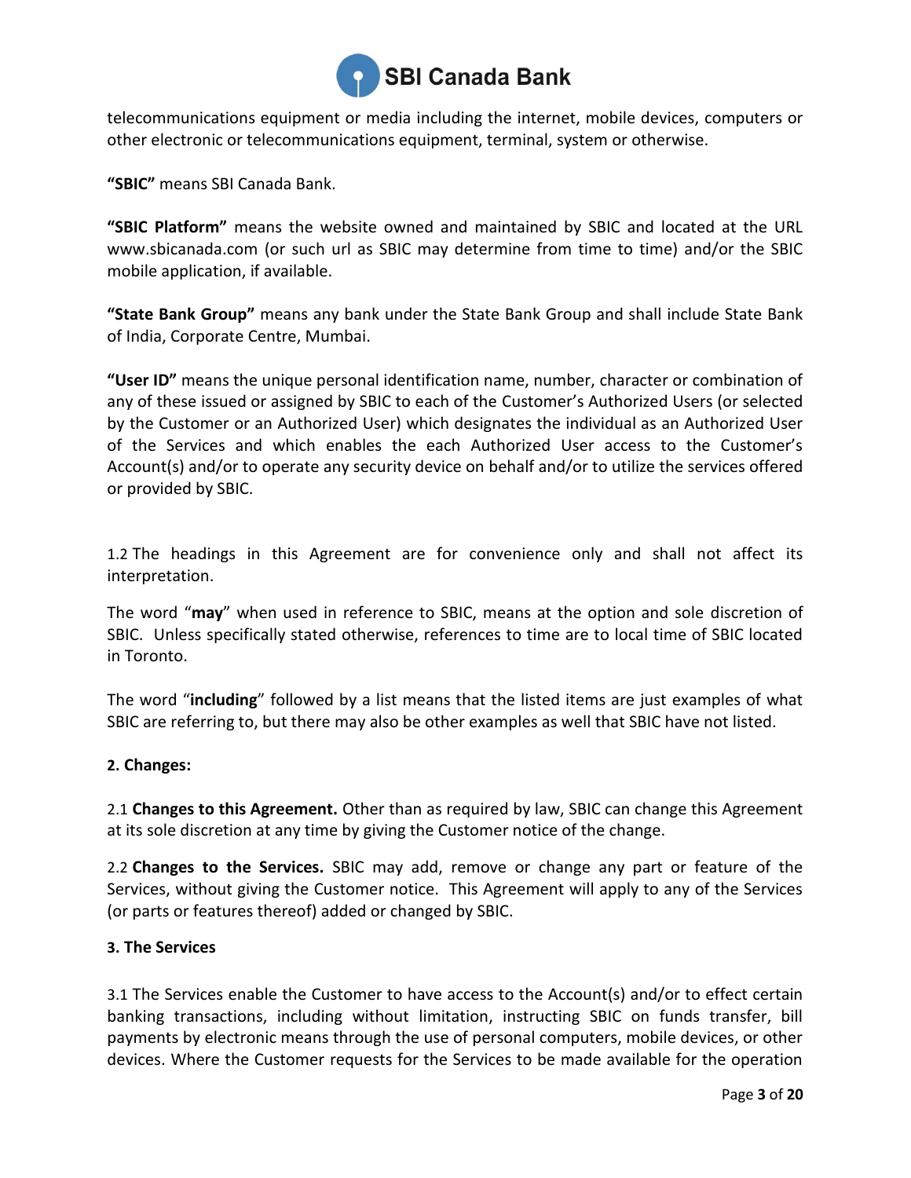telecommunications equipment or media including the internet, mobile devices, computers or other electronic or telecommunications equipment, terminal, system or otherwise.

**"SBIC"** means SBI Canada Bank.

**"SBIC Platform"** means the website owned and maintained by SBIC and located at the URL www.sbicanada.com (or such url as SBIC may determine from time to time) and/or the SBIC mobile application, if available.

**"State Bank Group"** means any bank under the State Bank Group and shall include State Bank of India, Corporate Centre, Mumbai.

**"User ID"** means the unique personal identification name, number, character or combination of any of these issued or assigned by SBIC to each of the Customer's Authorized Users (or selected by the Customer or an Authorized User) which designates the individual as an Authorized User of the Services and which enables the each Authorized User access to the Customer's Account(s) and/or to operate any security device on behalf and/or to utilize the services offered or provided by SBIC.

1.2 The headings in this Agreement are for convenience only and shall not affect its interpretation.

The word "**may**" when used in reference to SBIC, means at the option and sole discretion of SBIC. Unless specifically stated otherwise, references to time are to local time of SBIC located in Toronto.

The word "**including**" followed by a list means that the listed items are just examples of what SBIC are referring to, but there may also be other examples as well that SBIC have not listed.

**2. Changes:**

2.1 **Changes to this Agreement.** Other than as required by law, SBIC can change this Agreement at its sole discretion at any time by giving the Customer notice of the change.

2.2 **Changes to the Services.** SBIC may add, remove or change any part or feature of the Services, without giving the Customer notice. This Agreement will apply to any of the Services (or parts or features thereof) added or changed by SBIC.

**3. The Services**

3.1 The Services enable the Customer to have access to the Account(s) and/or to effect certain banking transactions, including without limitation, instructing SBIC on funds transfer, bill payments by electronic means through the use of personal computers, mobile devices, or other devices. Where the Customer requests for the Services to be made available for the operation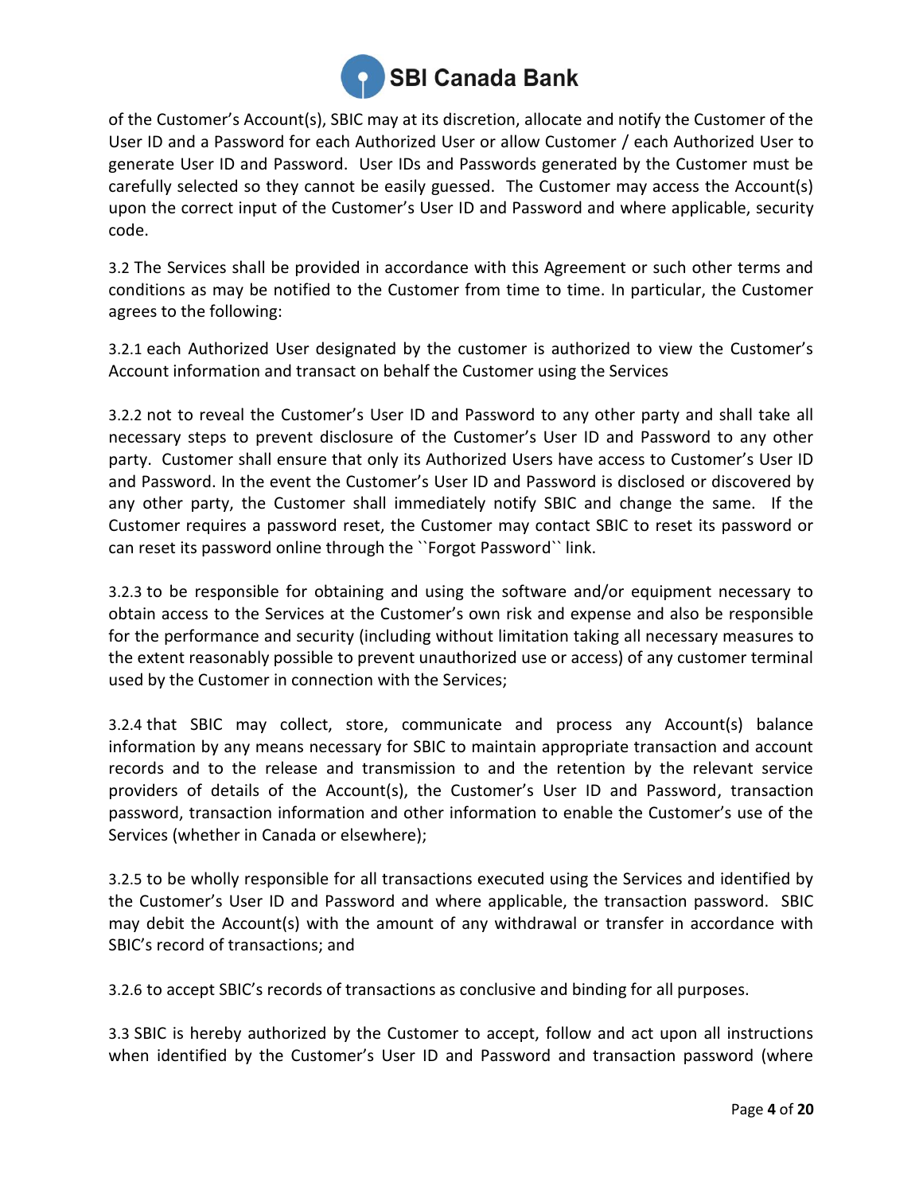of the Customer's Account(s), SBIC may at its discretion, allocate and notify the Customer of the User ID and a Password for each Authorized User or allow Customer / each Authorized User to generate User ID and Password. User IDs and Passwords generated by the Customer must be carefully selected so they cannot be easily guessed. The Customer may access the Account(s) upon the correct input of the Customer's User ID and Password and where applicable, security code.

3.2 The Services shall be provided in accordance with this Agreement or such other terms and conditions as may be notified to the Customer from time to time. In particular, the Customer agrees to the following:

3.2.1 each Authorized User designated by the customer is authorized to view the Customer's Account information and transact on behalf the Customer using the Services

3.2.2 not to reveal the Customer's User ID and Password to any other party and shall take all necessary steps to prevent disclosure of the Customer's User ID and Password to any other party. Customer shall ensure that only its Authorized Users have access to Customer's User ID and Password. In the event the Customer's User ID and Password is disclosed or discovered by any other party, the Customer shall immediately notify SBIC and change the same. If the Customer requires a password reset, the Customer may contact SBIC to reset its password or can reset its password online through the ``Forgot Password`` link.

3.2.3 to be responsible for obtaining and using the software and/or equipment necessary to obtain access to the Services at the Customer's own risk and expense and also be responsible for the performance and security (including without limitation taking all necessary measures to the extent reasonably possible to prevent unauthorized use or access) of any customer terminal used by the Customer in connection with the Services;

3.2.4 that SBIC may collect, store, communicate and process any Account(s) balance information by any means necessary for SBIC to maintain appropriate transaction and account records and to the release and transmission to and the retention by the relevant service providers of details of the Account(s), the Customer's User ID and Password, transaction password, transaction information and other information to enable the Customer's use of the Services (whether in Canada or elsewhere);

3.2.5 to be wholly responsible for all transactions executed using the Services and identified by the Customer's User ID and Password and where applicable, the transaction password. SBIC may debit the Account(s) with the amount of any withdrawal or transfer in accordance with SBIC's record of transactions; and

3.2.6 to accept SBIC's records of transactions as conclusive and binding for all purposes.

3.3 SBIC is hereby authorized by the Customer to accept, follow and act upon all instructions when identified by the Customer's User ID and Password and transaction password (where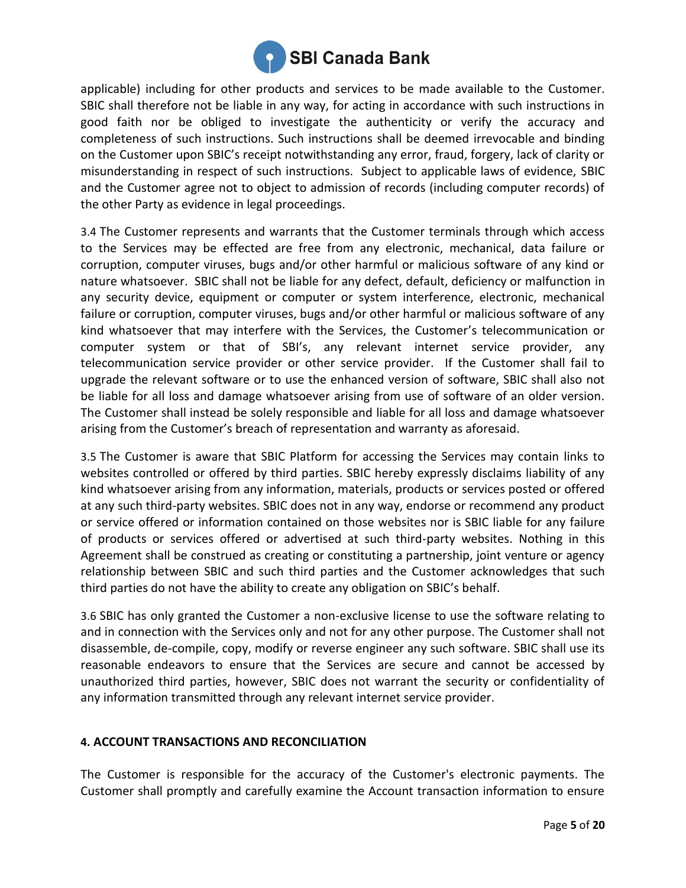applicable) including for other products and services to be made available to the Customer. SBIC shall therefore not be liable in any way, for acting in accordance with such instructions in good faith nor be obliged to investigate the authenticity or verify the accuracy and completeness of such instructions. Such instructions shall be deemed irrevocable and binding on the Customer upon SBIC's receipt notwithstanding any error, fraud, forgery, lack of clarity or misunderstanding in respect of such instructions. Subject to applicable laws of evidence, SBIC and the Customer agree not to object to admission of records (including computer records) of the other Party as evidence in legal proceedings.

3.4 The Customer represents and warrants that the Customer terminals through which access to the Services may be effected are free from any electronic, mechanical, data failure or corruption, computer viruses, bugs and/or other harmful or malicious software of any kind or nature whatsoever. SBIC shall not be liable for any defect, default, deficiency or malfunction in any security device, equipment or computer or system interference, electronic, mechanical failure or corruption, computer viruses, bugs and/or other harmful or malicious software of any kind whatsoever that may interfere with the Services, the Customer's telecommunication or computer system or that of SBI's, any relevant internet service provider, any telecommunication service provider or other service provider. If the Customer shall fail to upgrade the relevant software or to use the enhanced version of software, SBIC shall also not be liable for all loss and damage whatsoever arising from use of software of an older version. The Customer shall instead be solely responsible and liable for all loss and damage whatsoever arising from the Customer's breach of representation and warranty as aforesaid.

3.5 The Customer is aware that SBIC Platform for accessing the Services may contain links to websites controlled or offered by third parties. SBIC hereby expressly disclaims liability of any kind whatsoever arising from any information, materials, products or services posted or offered at any such third-party websites. SBIC does not in any way, endorse or recommend any product or service offered or information contained on those websites nor is SBIC liable for any failure of products or services offered or advertised at such third-party websites. Nothing in this Agreement shall be construed as creating or constituting a partnership, joint venture or agency relationship between SBIC and such third parties and the Customer acknowledges that such third parties do not have the ability to create any obligation on SBIC's behalf.

3.6 SBIC has only granted the Customer a non-exclusive license to use the software relating to and in connection with the Services only and not for any other purpose. The Customer shall not disassemble, de-compile, copy, modify or reverse engineer any such software. SBIC shall use its reasonable endeavors to ensure that the Services are secure and cannot be accessed by unauthorized third parties, however, SBIC does not warrant the security or confidentiality of any information transmitted through any relevant internet service provider.

**4. ACCOUNT TRANSACTIONS AND RECONCILIATION**

The Customer is responsible for the accuracy of the Customer's electronic payments. The Customer shall promptly and carefully examine the Account transaction information to ensure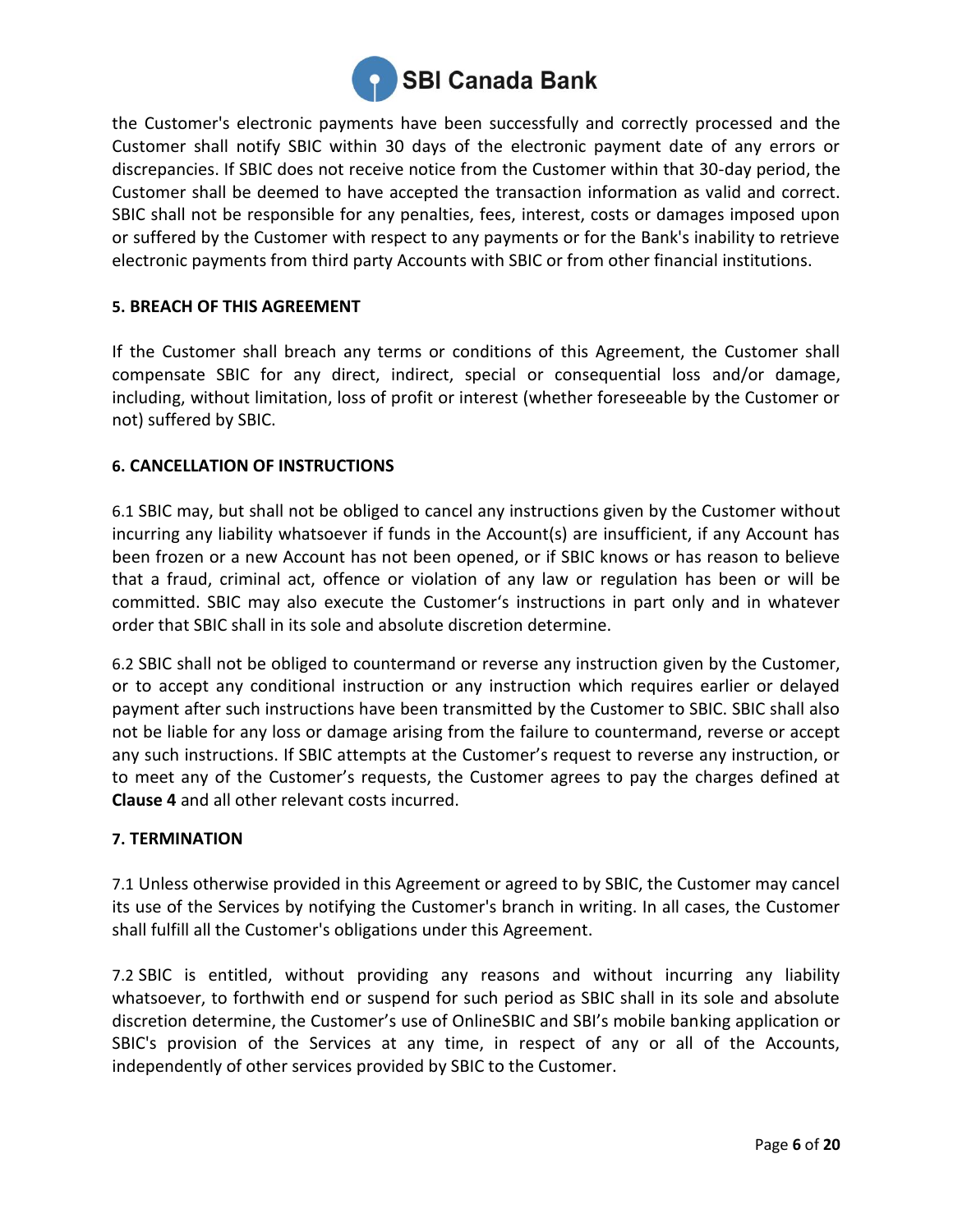the Customer's electronic payments have been successfully and correctly processed and the Customer shall notify SBIC within 30 days of the electronic payment date of any errors or discrepancies. If SBIC does not receive notice from the Customer within that 30-day period, the Customer shall be deemed to have accepted the transaction information as valid and correct. SBIC shall not be responsible for any penalties, fees, interest, costs or damages imposed upon or suffered by the Customer with respect to any payments or for the Bank's inability to retrieve electronic payments from third party Accounts with SBIC or from other financial institutions.

### 5. BREACH OF THIS AGREEMENT

If the Customer shall breach any terms or conditions of this Agreement, the Customer shall compensate SBIC for any direct, indirect, special or consequential loss and/or damage, including, without limitation, loss of profit or interest (whether foreseeable by the Customer or not) suffered by SBIC.

### 6. CANCELLATION OF INSTRUCTIONS

6.1 SBIC may, but shall not be obliged to cancel any instructions given by the Customer without incurring any liability whatsoever if funds in the Account(s) are insufficient, if any Account has been frozen or a new Account has not been opened, or if SBIC knows or has reason to believe that a fraud, criminal act, offence or violation of any law or regulation has been or will be committed. SBIC may also execute the Customer's instructions in part only and in whatever order that SBIC shall in its sole and absolute discretion determine.

6.2 SBIC shall not be obliged to countermand or reverse any instruction given by the Customer, or to accept any conditional instruction or any instruction which requires earlier or delayed payment after such instructions have been transmitted by the Customer to SBIC. SBIC shall also not be liable for any loss or damage arising from the failure to countermand, reverse or accept any such instructions. If SBIC attempts at the Customer's request to reverse any instruction, or to meet any of the Customer's requests, the Customer agrees to pay the charges defined at **Clause 4** and all other relevant costs incurred.

### 7. TERMINATION

7.1 Unless otherwise provided in this Agreement or agreed to by SBIC, the Customer may cancel its use of the Services by notifying the Customer's branch in writing. In all cases, the Customer shall fulfill all the Customer's obligations under this Agreement.

7.2 SBIC is entitled, without providing any reasons and without incurring any liability whatsoever, to forthwith end or suspend for such period as SBIC shall in its sole and absolute discretion determine, the Customer's use of OnlineSBIC and SBI's mobile banking application or SBIC's provision of the Services at any time, in respect of any or all of the Accounts, independently of other services provided by SBIC to the Customer.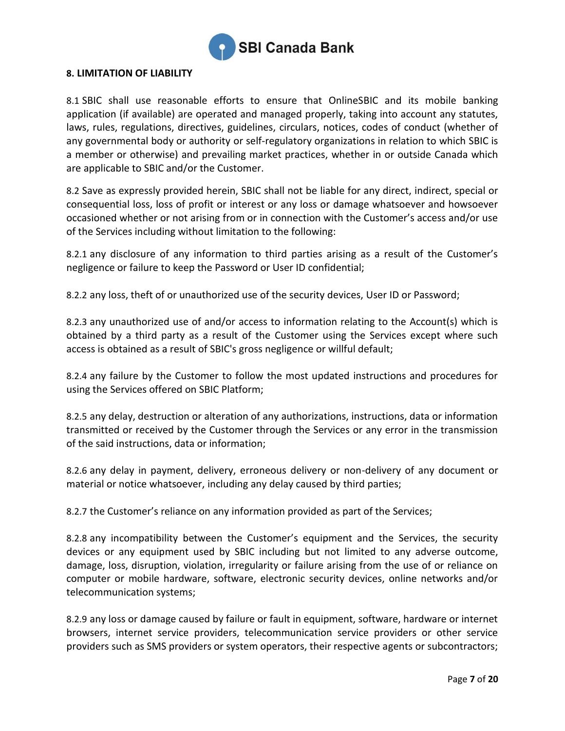**8. LIMITATION OF LIABILITY**

8.1 SBIC shall use reasonable efforts to ensure that OnlineSBIC and its mobile banking application (if available) are operated and managed properly, taking into account any statutes, laws, rules, regulations, directives, guidelines, circulars, notices, codes of conduct (whether of any governmental body or authority or self-regulatory organizations in relation to which SBIC is a member or otherwise) and prevailing market practices, whether in or outside Canada which are applicable to SBIC and/or the Customer.

8.2 Save as expressly provided herein, SBIC shall not be liable for any direct, indirect, special or consequential loss, loss of profit or interest or any loss or damage whatsoever and howsoever occasioned whether or not arising from or in connection with the Customer's access and/or use of the Services including without limitation to the following:

8.2.1 any disclosure of any information to third parties arising as a result of the Customer's negligence or failure to keep the Password or User ID confidential;

8.2.2 any loss, theft of or unauthorized use of the security devices, User ID or Password;

8.2.3 any unauthorized use of and/or access to information relating to the Account(s) which is obtained by a third party as a result of the Customer using the Services except where such access is obtained as a result of SBIC's gross negligence or willful default;

8.2.4 any failure by the Customer to follow the most updated instructions and procedures for using the Services offered on SBIC Platform;

8.2.5 any delay, destruction or alteration of any authorizations, instructions, data or information transmitted or received by the Customer through the Services or any error in the transmission of the said instructions, data or information;

8.2.6 any delay in payment, delivery, erroneous delivery or non-delivery of any document or material or notice whatsoever, including any delay caused by third parties;

8.2.7 the Customer's reliance on any information provided as part of the Services;

8.2.8 any incompatibility between the Customer's equipment and the Services, the security devices or any equipment used by SBIC including but not limited to any adverse outcome, damage, loss, disruption, violation, irregularity or failure arising from the use of or reliance on computer or mobile hardware, software, electronic security devices, online networks and/or telecommunication systems;

8.2.9 any loss or damage caused by failure or fault in equipment, software, hardware or internet browsers, internet service providers, telecommunication service providers or other service providers such as SMS providers or system operators, their respective agents or subcontractors;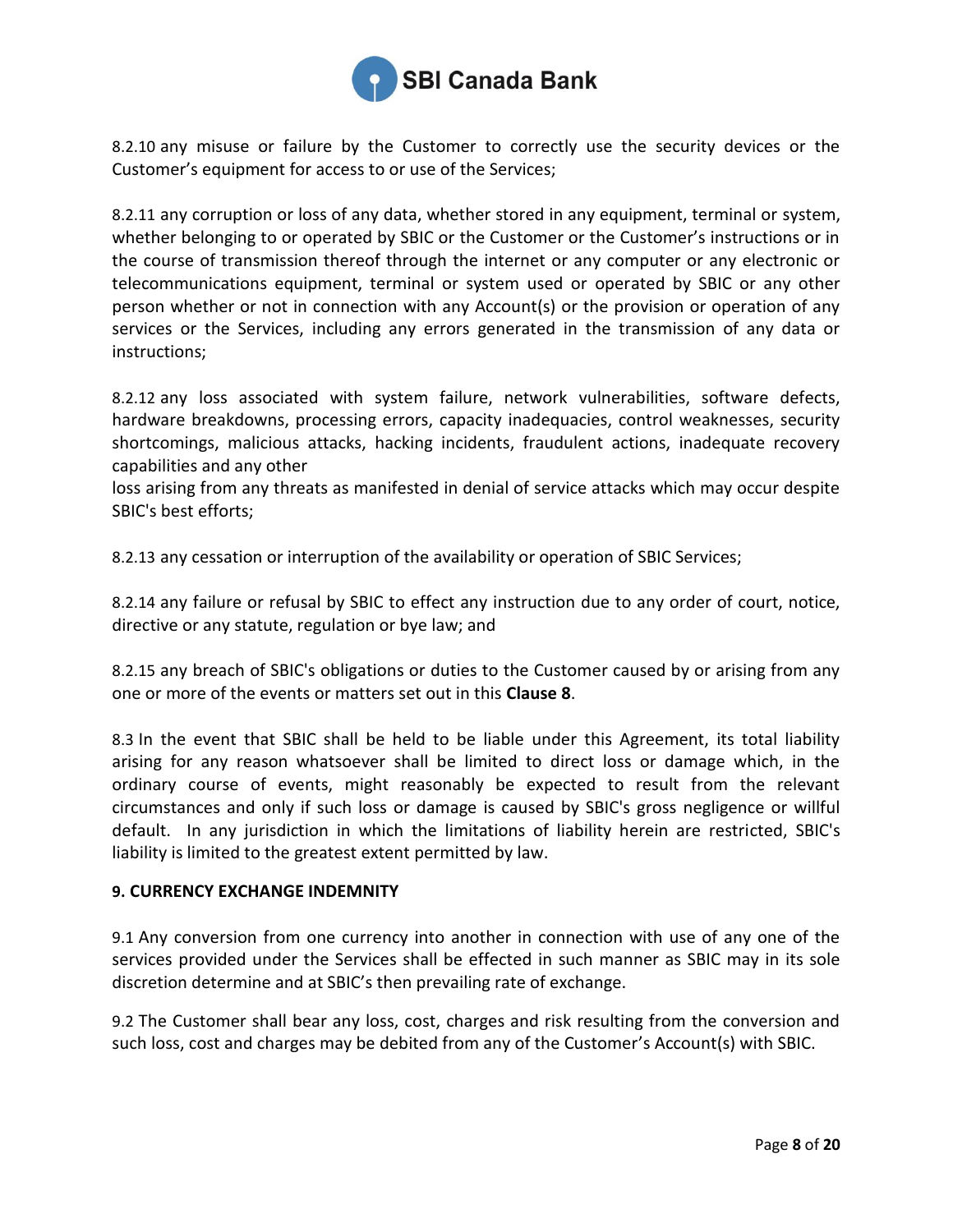8.2.10 any misuse or failure by the Customer to correctly use the security devices or the Customer's equipment for access to or use of the Services;

8.2.11 any corruption or loss of any data, whether stored in any equipment, terminal or system, whether belonging to or operated by SBIC or the Customer or the Customer's instructions or in the course of transmission thereof through the internet or any computer or any electronic or telecommunications equipment, terminal or system used or operated by SBIC or any other person whether or not in connection with any Account(s) or the provision or operation of any services or the Services, including any errors generated in the transmission of any data or instructions;

8.2.12 any loss associated with system failure, network vulnerabilities, software defects, hardware breakdowns, processing errors, capacity inadequacies, control weaknesses, security shortcomings, malicious attacks, hacking incidents, fraudulent actions, inadequate recovery capabilities and any other
loss arising from any threats as manifested in denial of service attacks which may occur despite SBIC's best efforts;

8.2.13 any cessation or interruption of the availability or operation of SBIC Services;

8.2.14 any failure or refusal by SBIC to effect any instruction due to any order of court, notice, directive or any statute, regulation or bye law; and

8.2.15 any breach of SBIC's obligations or duties to the Customer caused by or arising from any one or more of the events or matters set out in this **Clause 8**.

8.3 In the event that SBIC shall be held to be liable under this Agreement, its total liability arising for any reason whatsoever shall be limited to direct loss or damage which, in the ordinary course of events, might reasonably be expected to result from the relevant circumstances and only if such loss or damage is caused by SBIC's gross negligence or willful default. In any jurisdiction in which the limitations of liability herein are restricted, SBIC's liability is limited to the greatest extent permitted by law.

## 9. CURRENCY EXCHANGE INDEMNITY

9.1 Any conversion from one currency into another in connection with use of any one of the services provided under the Services shall be effected in such manner as SBIC may in its sole discretion determine and at SBIC's then prevailing rate of exchange.

9.2 The Customer shall bear any loss, cost, charges and risk resulting from the conversion and such loss, cost and charges may be debited from any of the Customer's Account(s) with SBIC.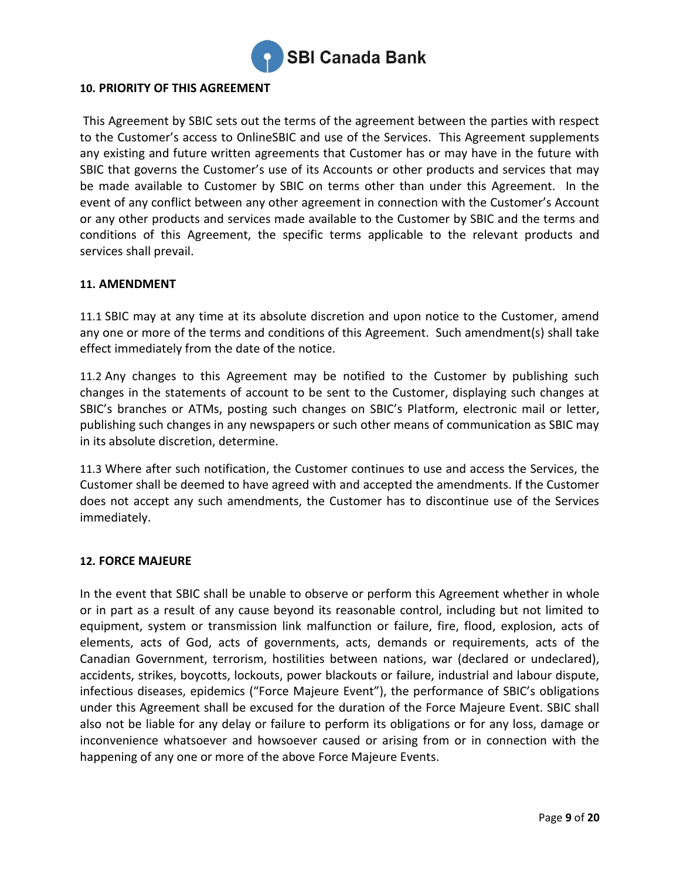## 10. PRIORITY OF THIS AGREEMENT

This Agreement by SBIC sets out the terms of the agreement between the parties with respect to the Customer's access to OnlineSBIC and use of the Services. This Agreement supplements any existing and future written agreements that Customer has or may have in the future with SBIC that governs the Customer's use of its Accounts or other products and services that may be made available to Customer by SBIC on terms other than under this Agreement. In the event of any conflict between any other agreement in connection with the Customer's Account or any other products and services made available to the Customer by SBIC and the terms and conditions of this Agreement, the specific terms applicable to the relevant products and services shall prevail.

## 11. AMENDMENT

11.1 SBIC may at any time at its absolute discretion and upon notice to the Customer, amend any one or more of the terms and conditions of this Agreement. Such amendment(s) shall take effect immediately from the date of the notice.

11.2 Any changes to this Agreement may be notified to the Customer by publishing such changes in the statements of account to be sent to the Customer, displaying such changes at SBIC's branches or ATMs, posting such changes on SBIC's Platform, electronic mail or letter, publishing such changes in any newspapers or such other means of communication as SBIC may in its absolute discretion, determine.

11.3 Where after such notification, the Customer continues to use and access the Services, the Customer shall be deemed to have agreed with and accepted the amendments. If the Customer does not accept any such amendments, the Customer has to discontinue use of the Services immediately.

## 12. FORCE MAJEURE

In the event that SBIC shall be unable to observe or perform this Agreement whether in whole or in part as a result of any cause beyond its reasonable control, including but not limited to equipment, system or transmission link malfunction or failure, fire, flood, explosion, acts of elements, acts of God, acts of governments, acts, demands or requirements, acts of the Canadian Government, terrorism, hostilities between nations, war (declared or undeclared), accidents, strikes, boycotts, lockouts, power blackouts or failure, industrial and labour dispute, infectious diseases, epidemics ("Force Majeure Event"), the performance of SBIC's obligations under this Agreement shall be excused for the duration of the Force Majeure Event. SBIC shall also not be liable for any delay or failure to perform its obligations or for any loss, damage or inconvenience whatsoever and howsoever caused or arising from or in connection with the happening of any one or more of the above Force Majeure Events.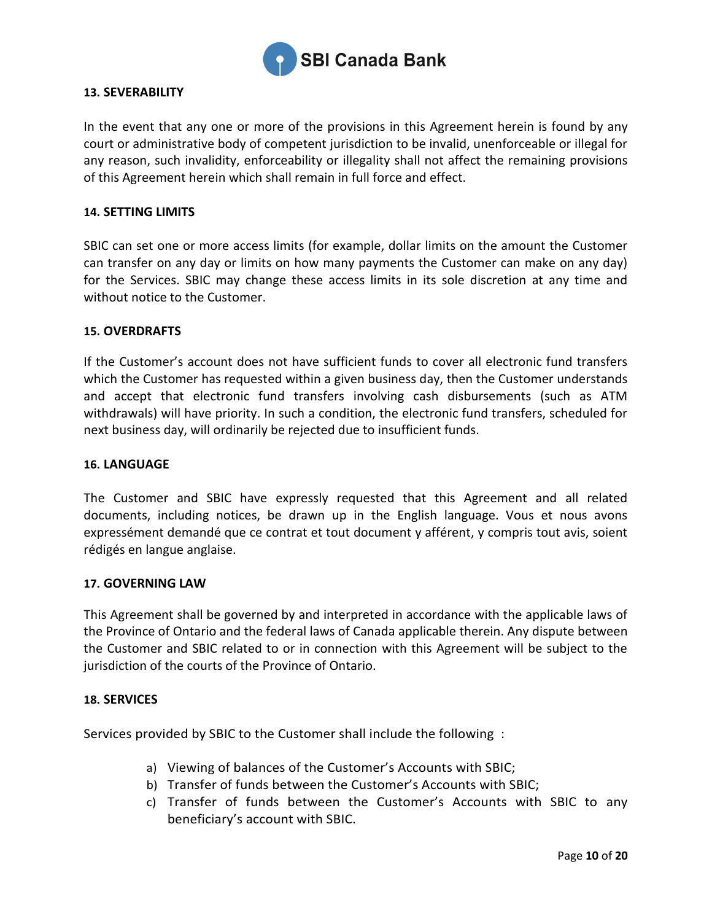### 13. SEVERABILITY

In the event that any one or more of the provisions in this Agreement herein is found by any court or administrative body of competent jurisdiction to be invalid, unenforceable or illegal for any reason, such invalidity, enforceability or illegality shall not affect the remaining provisions of this Agreement herein which shall remain in full force and effect.

### 14. SETTING LIMITS

SBIC can set one or more access limits (for example, dollar limits on the amount the Customer can transfer on any day or limits on how many payments the Customer can make on any day) for the Services. SBIC may change these access limits in its sole discretion at any time and without notice to the Customer.

### 15. OVERDRAFTS

If the Customer's account does not have sufficient funds to cover all electronic fund transfers which the Customer has requested within a given business day, then the Customer understands and accept that electronic fund transfers involving cash disbursements (such as ATM withdrawals) will have priority. In such a condition, the electronic fund transfers, scheduled for next business day, will ordinarily be rejected due to insufficient funds.

### 16. LANGUAGE

The Customer and SBIC have expressly requested that this Agreement and all related documents, including notices, be drawn up in the English language. Vous et nous avons expressément demandé que ce contrat et tout document y afférent, y compris tout avis, soient rédigés en langue anglaise.

### 17. GOVERNING LAW

This Agreement shall be governed by and interpreted in accordance with the applicable laws of the Province of Ontario and the federal laws of Canada applicable therein. Any dispute between the Customer and SBIC related to or in connection with this Agreement will be subject to the jurisdiction of the courts of the Province of Ontario.

### 18. SERVICES

Services provided by SBIC to the Customer shall include the following :

a) Viewing of balances of the Customer's Accounts with SBIC;
b) Transfer of funds between the Customer's Accounts with SBIC;
c) Transfer of funds between the Customer's Accounts with SBIC to any beneficiary's account with SBIC.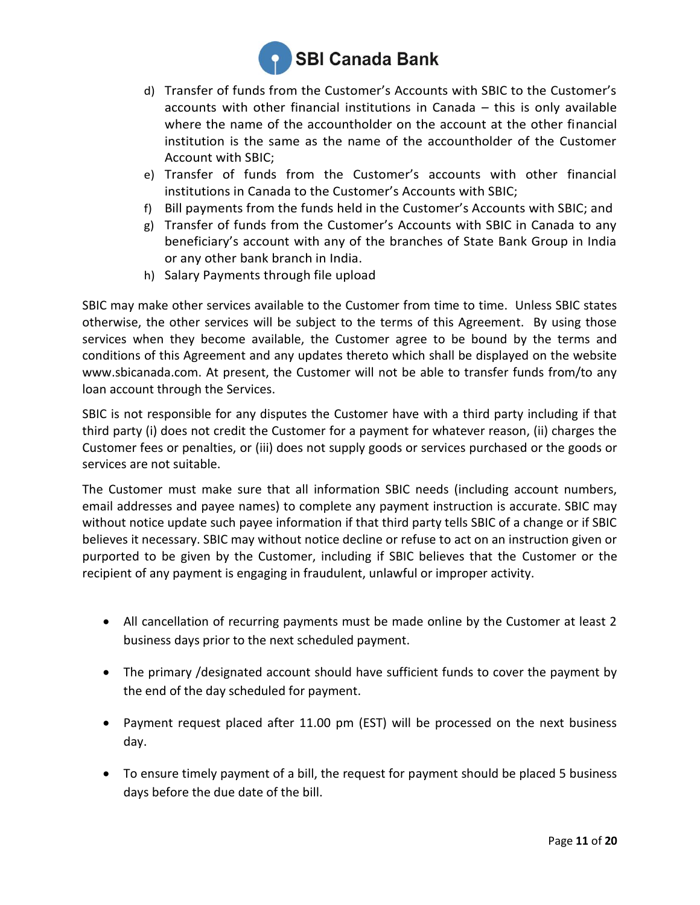d) Transfer of funds from the Customer's Accounts with SBIC to the Customer's accounts with other financial institutions in Canada – this is only available where the name of the accountholder on the account at the other financial institution is the same as the name of the accountholder of the Customer Account with SBIC;
e) Transfer of funds from the Customer's accounts with other financial institutions in Canada to the Customer's Accounts with SBIC;
f) Bill payments from the funds held in the Customer's Accounts with SBIC; and
g) Transfer of funds from the Customer's Accounts with SBIC in Canada to any beneficiary's account with any of the branches of State Bank Group in India or any other bank branch in India.
h) Salary Payments through file upload

SBIC may make other services available to the Customer from time to time. Unless SBIC states otherwise, the other services will be subject to the terms of this Agreement. By using those services when they become available, the Customer agree to be bound by the terms and conditions of this Agreement and any updates thereto which shall be displayed on the website www.sbicanada.com. At present, the Customer will not be able to transfer funds from/to any loan account through the Services.

SBIC is not responsible for any disputes the Customer have with a third party including if that third party (i) does not credit the Customer for a payment for whatever reason, (ii) charges the Customer fees or penalties, or (iii) does not supply goods or services purchased or the goods or services are not suitable.

The Customer must make sure that all information SBIC needs (including account numbers, email addresses and payee names) to complete any payment instruction is accurate. SBIC may without notice update such payee information if that third party tells SBIC of a change or if SBIC believes it necessary. SBIC may without notice decline or refuse to act on an instruction given or purported to be given by the Customer, including if SBIC believes that the Customer or the recipient of any payment is engaging in fraudulent, unlawful or improper activity.

- All cancellation of recurring payments must be made online by the Customer at least 2 business days prior to the next scheduled payment.
- The primary /designated account should have sufficient funds to cover the payment by the end of the day scheduled for payment.
- Payment request placed after 11.00 pm (EST) will be processed on the next business day.
- To ensure timely payment of a bill, the request for payment should be placed 5 business days before the due date of the bill.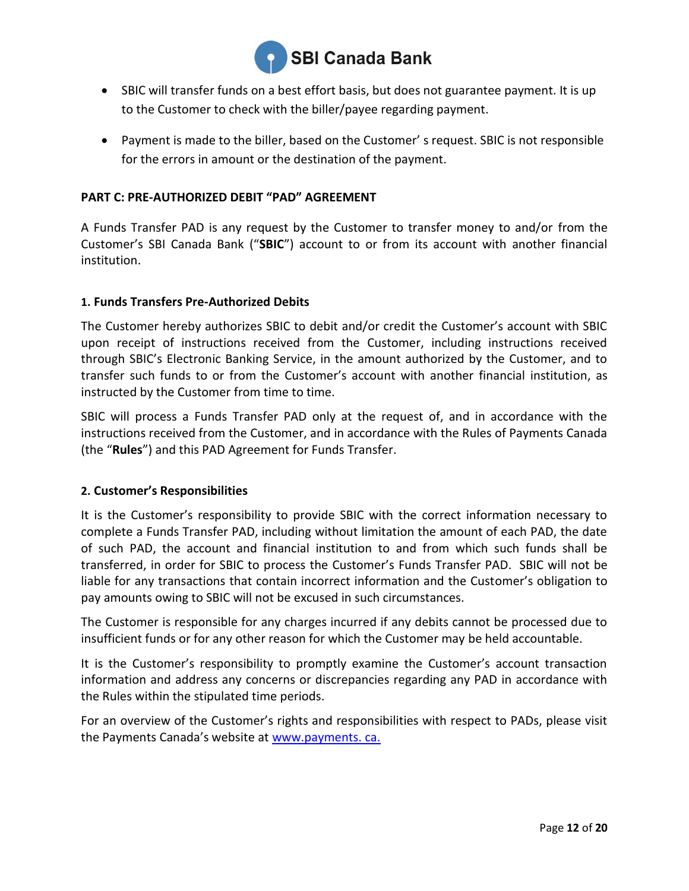- SBIC will transfer funds on a best effort basis, but does not guarantee payment. It is up to the Customer to check with the biller/payee regarding payment.

- Payment is made to the biller, based on the Customer' s request. SBIC is not responsible for the errors in amount or the destination of the payment.

## PART C: PRE-AUTHORIZED DEBIT "PAD" AGREEMENT

A Funds Transfer PAD is any request by the Customer to transfer money to and/or from the Customer's SBI Canada Bank ("**SBIC**") account to or from its account with another financial institution.

### 1. Funds Transfers Pre-Authorized Debits

The Customer hereby authorizes SBIC to debit and/or credit the Customer's account with SBIC upon receipt of instructions received from the Customer, including instructions received through SBIC's Electronic Banking Service, in the amount authorized by the Customer, and to transfer such funds to or from the Customer's account with another financial institution, as instructed by the Customer from time to time.

SBIC will process a Funds Transfer PAD only at the request of, and in accordance with the instructions received from the Customer, and in accordance with the Rules of Payments Canada (the "**Rules**") and this PAD Agreement for Funds Transfer.

### 2. Customer's Responsibilities

It is the Customer's responsibility to provide SBIC with the correct information necessary to complete a Funds Transfer PAD, including without limitation the amount of each PAD, the date of such PAD, the account and financial institution to and from which such funds shall be transferred, in order for SBIC to process the Customer's Funds Transfer PAD. SBIC will not be liable for any transactions that contain incorrect information and the Customer's obligation to pay amounts owing to SBIC will not be excused in such circumstances.

The Customer is responsible for any charges incurred if any debits cannot be processed due to insufficient funds or for any other reason for which the Customer may be held accountable.

It is the Customer's responsibility to promptly examine the Customer's account transaction information and address any concerns or discrepancies regarding any PAD in accordance with the Rules within the stipulated time periods.

For an overview of the Customer's rights and responsibilities with respect to PADs, please visit the Payments Canada's website at www.payments. ca.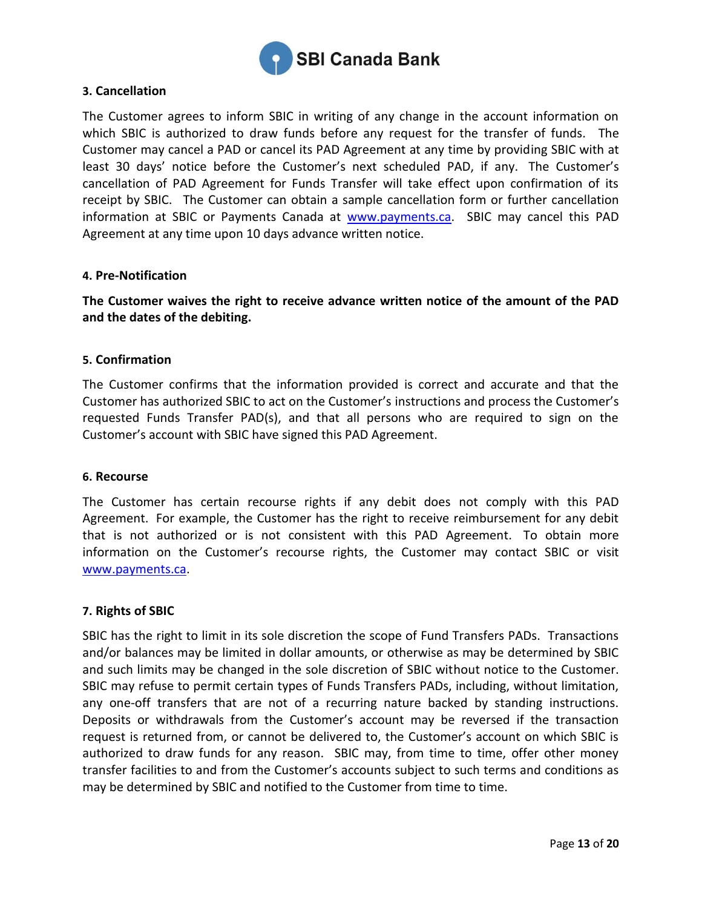### 3. Cancellation

The Customer agrees to inform SBIC in writing of any change in the account information on which SBIC is authorized to draw funds before any request for the transfer of funds. The Customer may cancel a PAD or cancel its PAD Agreement at any time by providing SBIC with at least 30 days' notice before the Customer's next scheduled PAD, if any. The Customer's cancellation of PAD Agreement for Funds Transfer will take effect upon confirmation of its receipt by SBIC. The Customer can obtain a sample cancellation form or further cancellation information at SBIC or Payments Canada at [www.payments.ca](http://www.payments.ca). SBIC may cancel this PAD Agreement at any time upon 10 days advance written notice.

### 4. Pre-Notification

**The Customer waives the right to receive advance written notice of the amount of the PAD and the dates of the debiting.**

### 5. Confirmation

The Customer confirms that the information provided is correct and accurate and that the Customer has authorized SBIC to act on the Customer's instructions and process the Customer's requested Funds Transfer PAD(s), and that all persons who are required to sign on the Customer's account with SBIC have signed this PAD Agreement.

### 6. Recourse

The Customer has certain recourse rights if any debit does not comply with this PAD Agreement. For example, the Customer has the right to receive reimbursement for any debit that is not authorized or is not consistent with this PAD Agreement. To obtain more information on the Customer's recourse rights, the Customer may contact SBIC or visit [www.payments.ca](http://www.payments.ca).

### 7. Rights of SBIC

SBIC has the right to limit in its sole discretion the scope of Fund Transfers PADs. Transactions and/or balances may be limited in dollar amounts, or otherwise as may be determined by SBIC and such limits may be changed in the sole discretion of SBIC without notice to the Customer. SBIC may refuse to permit certain types of Funds Transfers PADs, including, without limitation, any one-off transfers that are not of a recurring nature backed by standing instructions. Deposits or withdrawals from the Customer's account may be reversed if the transaction request is returned from, or cannot be delivered to, the Customer's account on which SBIC is authorized to draw funds for any reason. SBIC may, from time to time, offer other money transfer facilities to and from the Customer's accounts subject to such terms and conditions as may be determined by SBIC and notified to the Customer from time to time.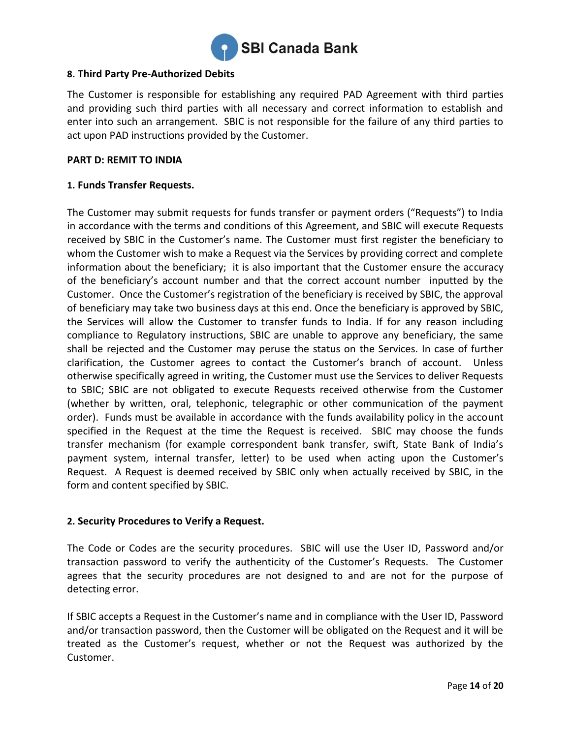#### 8. Third Party Pre-Authorized Debits

The Customer is responsible for establishing any required PAD Agreement with third parties and providing such third parties with all necessary and correct information to establish and enter into such an arrangement. SBIC is not responsible for the failure of any third parties to act upon PAD instructions provided by the Customer.

## PART D: REMIT TO INDIA

#### 1. Funds Transfer Requests.

The Customer may submit requests for funds transfer or payment orders ("Requests") to India in accordance with the terms and conditions of this Agreement, and SBIC will execute Requests received by SBIC in the Customer's name. The Customer must first register the beneficiary to whom the Customer wish to make a Request via the Services by providing correct and complete information about the beneficiary; it is also important that the Customer ensure the accuracy of the beneficiary's account number and that the correct account number inputted by the Customer. Once the Customer's registration of the beneficiary is received by SBIC, the approval of beneficiary may take two business days at this end. Once the beneficiary is approved by SBIC, the Services will allow the Customer to transfer funds to India. If for any reason including compliance to Regulatory instructions, SBIC are unable to approve any beneficiary, the same shall be rejected and the Customer may peruse the status on the Services. In case of further clarification, the Customer agrees to contact the Customer's branch of account. Unless otherwise specifically agreed in writing, the Customer must use the Services to deliver Requests to SBIC; SBIC are not obligated to execute Requests received otherwise from the Customer (whether by written, oral, telephonic, telegraphic or other communication of the payment order). Funds must be available in accordance with the funds availability policy in the account specified in the Request at the time the Request is received. SBIC may choose the funds transfer mechanism (for example correspondent bank transfer, swift, State Bank of India's payment system, internal transfer, letter) to be used when acting upon the Customer's Request. A Request is deemed received by SBIC only when actually received by SBIC, in the form and content specified by SBIC.

#### 2. Security Procedures to Verify a Request.

The Code or Codes are the security procedures. SBIC will use the User ID, Password and/or transaction password to verify the authenticity of the Customer's Requests. The Customer agrees that the security procedures are not designed to and are not for the purpose of detecting error.

If SBIC accepts a Request in the Customer's name and in compliance with the User ID, Password and/or transaction password, then the Customer will be obligated on the Request and it will be treated as the Customer's request, whether or not the Request was authorized by the Customer.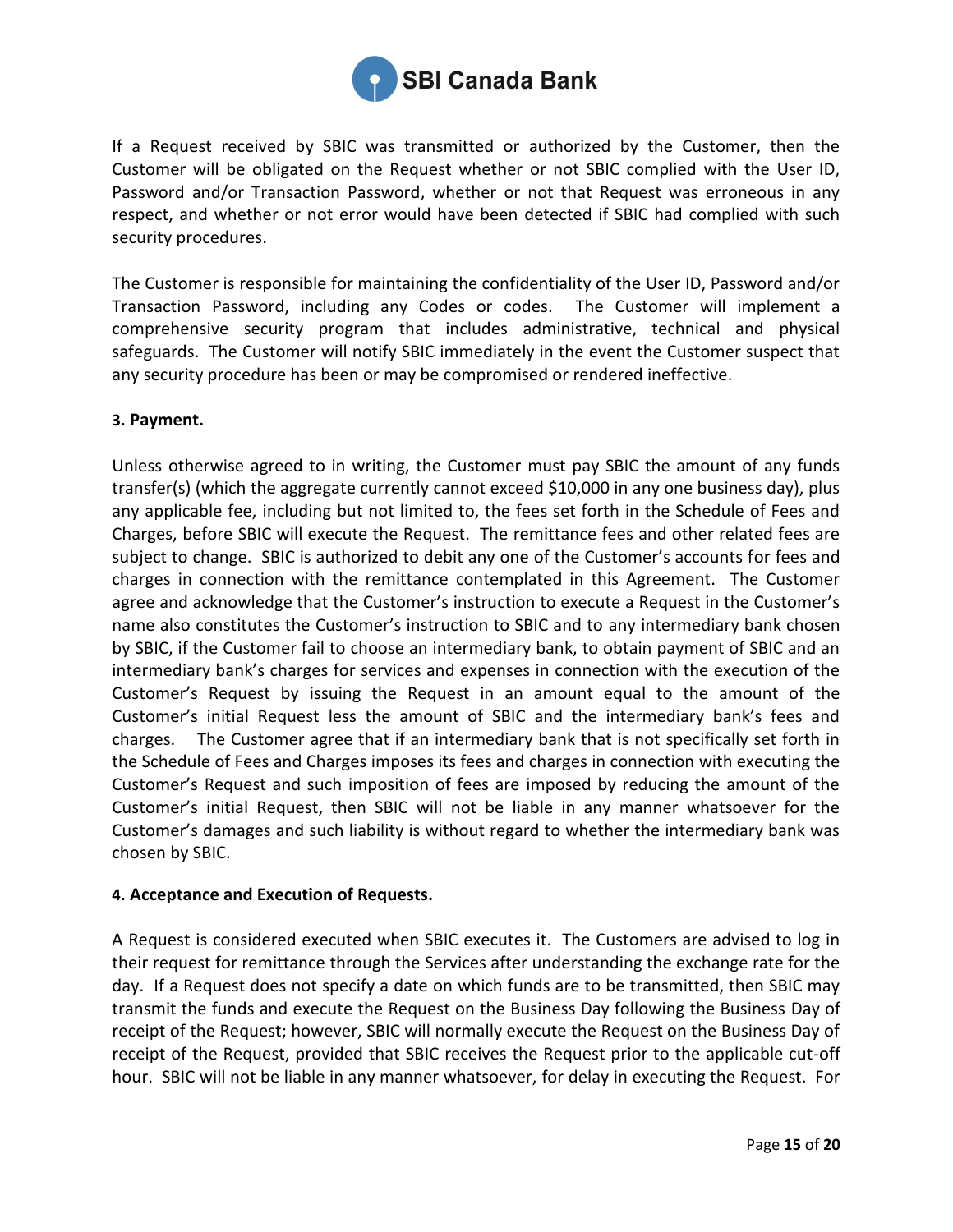If a Request received by SBIC was transmitted or authorized by the Customer, then the Customer will be obligated on the Request whether or not SBIC complied with the User ID, Password and/or Transaction Password, whether or not that Request was erroneous in any respect, and whether or not error would have been detected if SBIC had complied with such security procedures.

The Customer is responsible for maintaining the confidentiality of the User ID, Password and/or Transaction Password, including any Codes or codes. The Customer will implement a comprehensive security program that includes administrative, technical and physical safeguards. The Customer will notify SBIC immediately in the event the Customer suspect that any security procedure has been or may be compromised or rendered ineffective.

**3. Payment.**

Unless otherwise agreed to in writing, the Customer must pay SBIC the amount of any funds transfer(s) (which the aggregate currently cannot exceed $10,000 in any one business day), plus any applicable fee, including but not limited to, the fees set forth in the Schedule of Fees and Charges, before SBIC will execute the Request. The remittance fees and other related fees are subject to change. SBIC is authorized to debit any one of the Customer's accounts for fees and charges in connection with the remittance contemplated in this Agreement. The Customer agree and acknowledge that the Customer's instruction to execute a Request in the Customer's name also constitutes the Customer's instruction to SBIC and to any intermediary bank chosen by SBIC, if the Customer fail to choose an intermediary bank, to obtain payment of SBIC and an intermediary bank's charges for services and expenses in connection with the execution of the Customer's Request by issuing the Request in an amount equal to the amount of the Customer's initial Request less the amount of SBIC and the intermediary bank's fees and charges. The Customer agree that if an intermediary bank that is not specifically set forth in the Schedule of Fees and Charges imposes its fees and charges in connection with executing the Customer's Request and such imposition of fees are imposed by reducing the amount of the Customer's initial Request, then SBIC will not be liable in any manner whatsoever for the Customer's damages and such liability is without regard to whether the intermediary bank was chosen by SBIC.

**4. Acceptance and Execution of Requests.**

A Request is considered executed when SBIC executes it. The Customers are advised to log in their request for remittance through the Services after understanding the exchange rate for the day. If a Request does not specify a date on which funds are to be transmitted, then SBIC may transmit the funds and execute the Request on the Business Day following the Business Day of receipt of the Request; however, SBIC will normally execute the Request on the Business Day of receipt of the Request, provided that SBIC receives the Request prior to the applicable cut-off hour. SBIC will not be liable in any manner whatsoever, for delay in executing the Request. For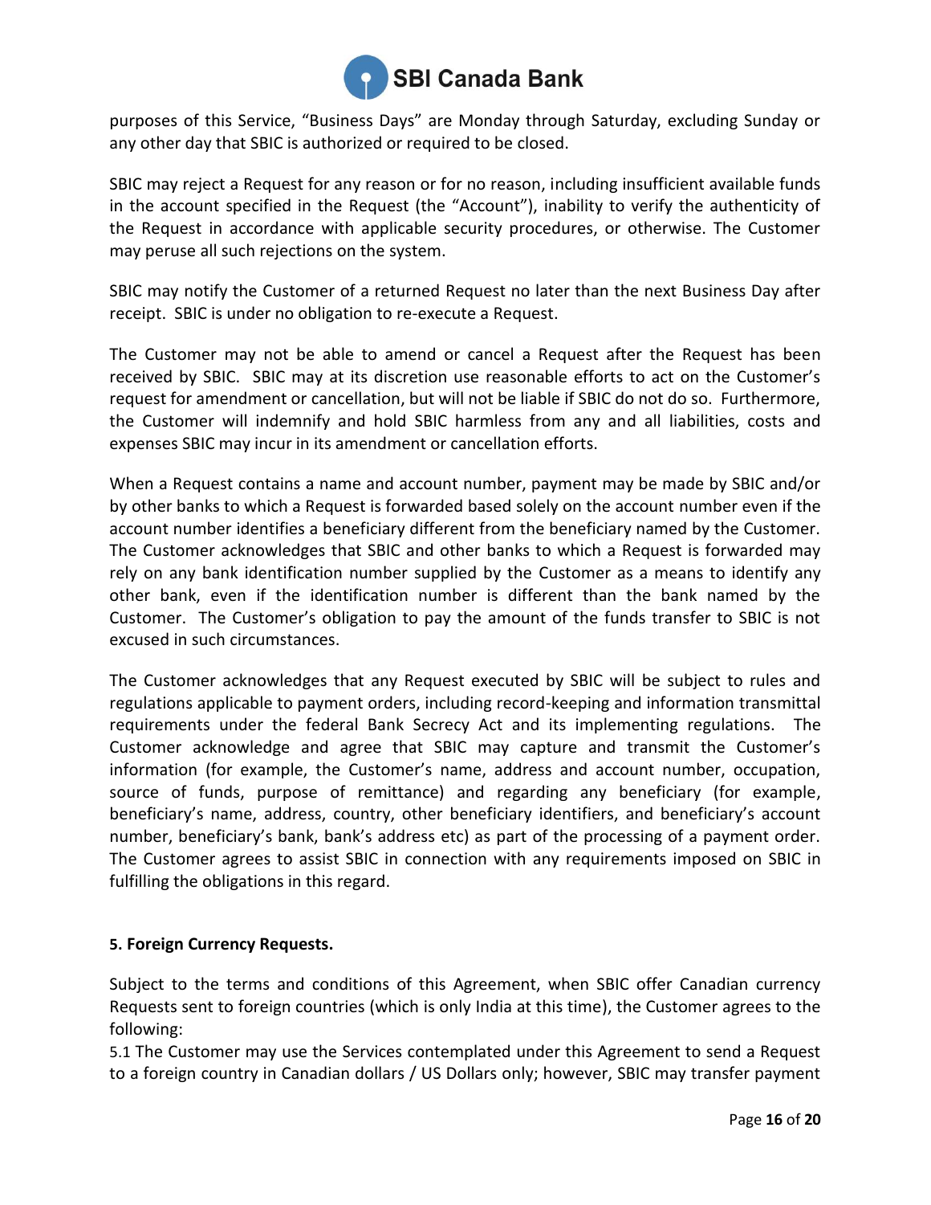purposes of this Service, “Business Days” are Monday through Saturday, excluding Sunday or any other day that SBIC is authorized or required to be closed.

SBIC may reject a Request for any reason or for no reason, including insufficient available funds in the account specified in the Request (the “Account”), inability to verify the authenticity of the Request in accordance with applicable security procedures, or otherwise. The Customer may peruse all such rejections on the system.

SBIC may notify the Customer of a returned Request no later than the next Business Day after receipt. SBIC is under no obligation to re-execute a Request.

The Customer may not be able to amend or cancel a Request after the Request has been received by SBIC. SBIC may at its discretion use reasonable efforts to act on the Customer’s request for amendment or cancellation, but will not be liable if SBIC do not do so. Furthermore, the Customer will indemnify and hold SBIC harmless from any and all liabilities, costs and expenses SBIC may incur in its amendment or cancellation efforts.

When a Request contains a name and account number, payment may be made by SBIC and/or by other banks to which a Request is forwarded based solely on the account number even if the account number identifies a beneficiary different from the beneficiary named by the Customer. The Customer acknowledges that SBIC and other banks to which a Request is forwarded may rely on any bank identification number supplied by the Customer as a means to identify any other bank, even if the identification number is different than the bank named by the Customer. The Customer’s obligation to pay the amount of the funds transfer to SBIC is not excused in such circumstances.

The Customer acknowledges that any Request executed by SBIC will be subject to rules and regulations applicable to payment orders, including record-keeping and information transmittal requirements under the federal Bank Secrecy Act and its implementing regulations. The Customer acknowledge and agree that SBIC may capture and transmit the Customer’s information (for example, the Customer’s name, address and account number, occupation, source of funds, purpose of remittance) and regarding any beneficiary (for example, beneficiary’s name, address, country, other beneficiary identifiers, and beneficiary’s account number, beneficiary’s bank, bank’s address etc) as part of the processing of a payment order. The Customer agrees to assist SBIC in connection with any requirements imposed on SBIC in fulfilling the obligations in this regard.

**5. Foreign Currency Requests.**

Subject to the terms and conditions of this Agreement, when SBIC offer Canadian currency Requests sent to foreign countries (which is only India at this time), the Customer agrees to the following:

5.1 The Customer may use the Services contemplated under this Agreement to send a Request to a foreign country in Canadian dollars / US Dollars only; however, SBIC may transfer payment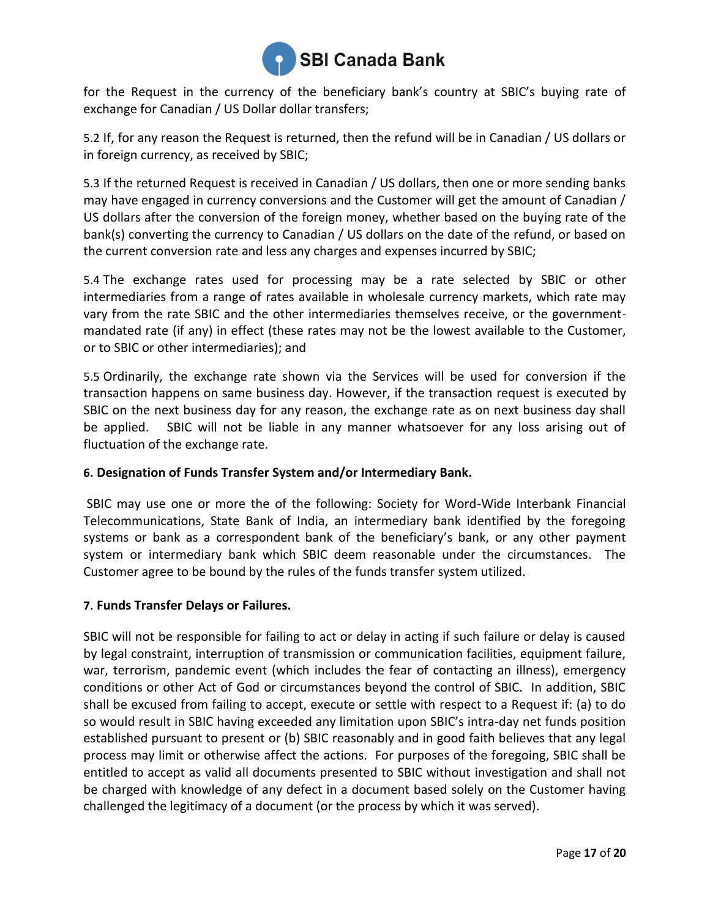for the Request in the currency of the beneficiary bank's country at SBIC's buying rate of exchange for Canadian / US Dollar dollar transfers;

5.2 If, for any reason the Request is returned, then the refund will be in Canadian / US dollars or in foreign currency, as received by SBIC;

5.3 If the returned Request is received in Canadian / US dollars, then one or more sending banks may have engaged in currency conversions and the Customer will get the amount of Canadian / US dollars after the conversion of the foreign money, whether based on the buying rate of the bank(s) converting the currency to Canadian / US dollars on the date of the refund, or based on the current conversion rate and less any charges and expenses incurred by SBIC;

5.4 The exchange rates used for processing may be a rate selected by SBIC or other intermediaries from a range of rates available in wholesale currency markets, which rate may vary from the rate SBIC and the other intermediaries themselves receive, or the government-mandated rate (if any) in effect (these rates may not be the lowest available to the Customer, or to SBIC or other intermediaries); and

5.5 Ordinarily, the exchange rate shown via the Services will be used for conversion if the transaction happens on same business day. However, if the transaction request is executed by SBIC on the next business day for any reason, the exchange rate as on next business day shall be applied. SBIC will not be liable in any manner whatsoever for any loss arising out of fluctuation of the exchange rate.

**6. Designation of Funds Transfer System and/or Intermediary Bank.**

SBIC may use one or more the of the following: Society for Word-Wide Interbank Financial Telecommunications, State Bank of India, an intermediary bank identified by the foregoing systems or bank as a correspondent bank of the beneficiary's bank, or any other payment system or intermediary bank which SBIC deem reasonable under the circumstances. The Customer agree to be bound by the rules of the funds transfer system utilized.

**7. Funds Transfer Delays or Failures.**

SBIC will not be responsible for failing to act or delay in acting if such failure or delay is caused by legal constraint, interruption of transmission or communication facilities, equipment failure, war, terrorism, pandemic event (which includes the fear of contacting an illness), emergency conditions or other Act of God or circumstances beyond the control of SBIC. In addition, SBIC shall be excused from failing to accept, execute or settle with respect to a Request if: (a) to do so would result in SBIC having exceeded any limitation upon SBIC's intra-day net funds position established pursuant to present or (b) SBIC reasonably and in good faith believes that any legal process may limit or otherwise affect the actions. For purposes of the foregoing, SBIC shall be entitled to accept as valid all documents presented to SBIC without investigation and shall not be charged with knowledge of any defect in a document based solely on the Customer having challenged the legitimacy of a document (or the process by which it was served).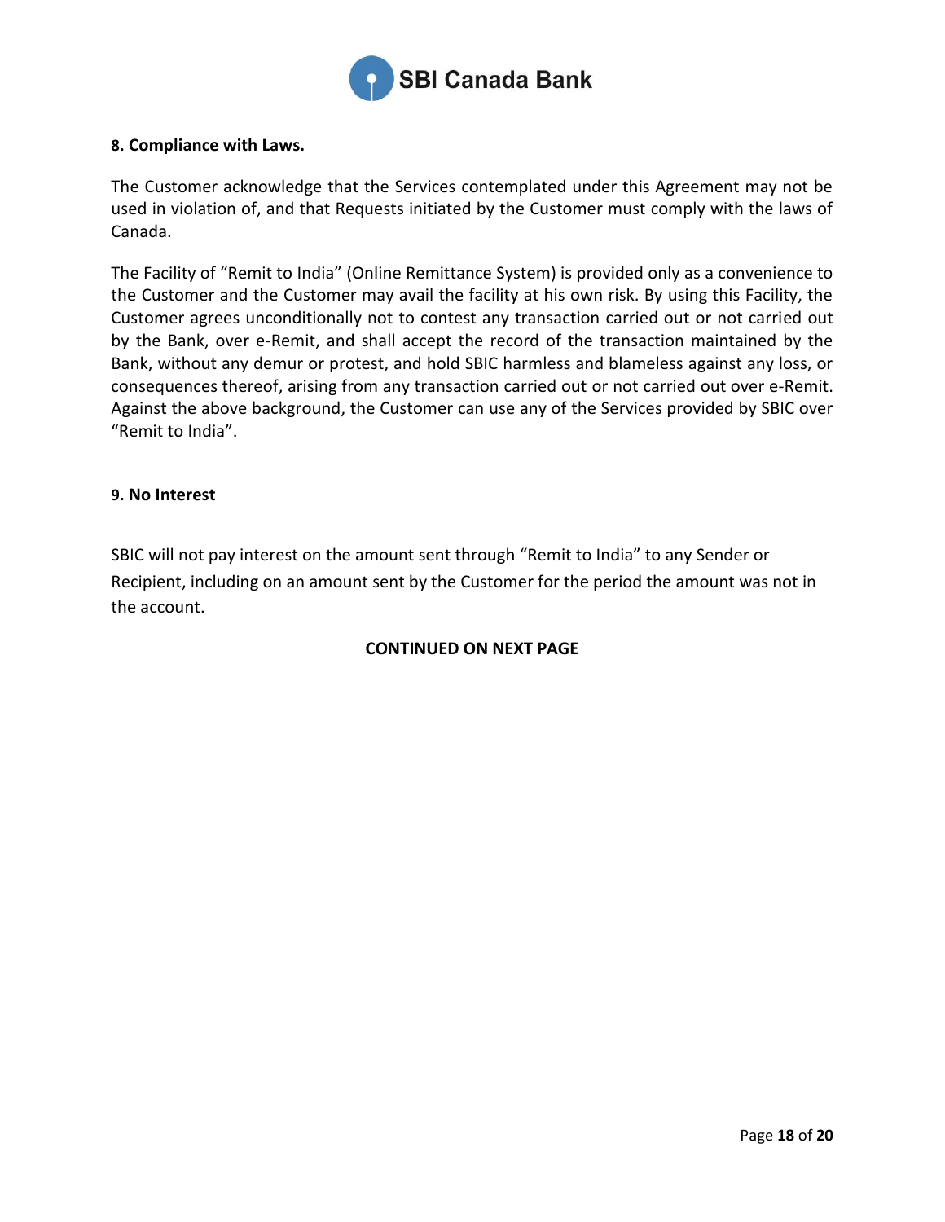**8. Compliance with Laws.**

The Customer acknowledge that the Services contemplated under this Agreement may not be used in violation of, and that Requests initiated by the Customer must comply with the laws of Canada.

The Facility of "Remit to India" (Online Remittance System) is provided only as a convenience to the Customer and the Customer may avail the facility at his own risk. By using this Facility, the Customer agrees unconditionally not to contest any transaction carried out or not carried out by the Bank, over e-Remit, and shall accept the record of the transaction maintained by the Bank, without any demur or protest, and hold SBIC harmless and blameless against any loss, or consequences thereof, arising from any transaction carried out or not carried out over e-Remit. Against the above background, the Customer can use any of the Services provided by SBIC over "Remit to India".

**9. No Interest**

SBIC will not pay interest on the amount sent through "Remit to India" to any Sender or Recipient, including on an amount sent by the Customer for the period the amount was not in the account.

**CONTINUED ON NEXT PAGE**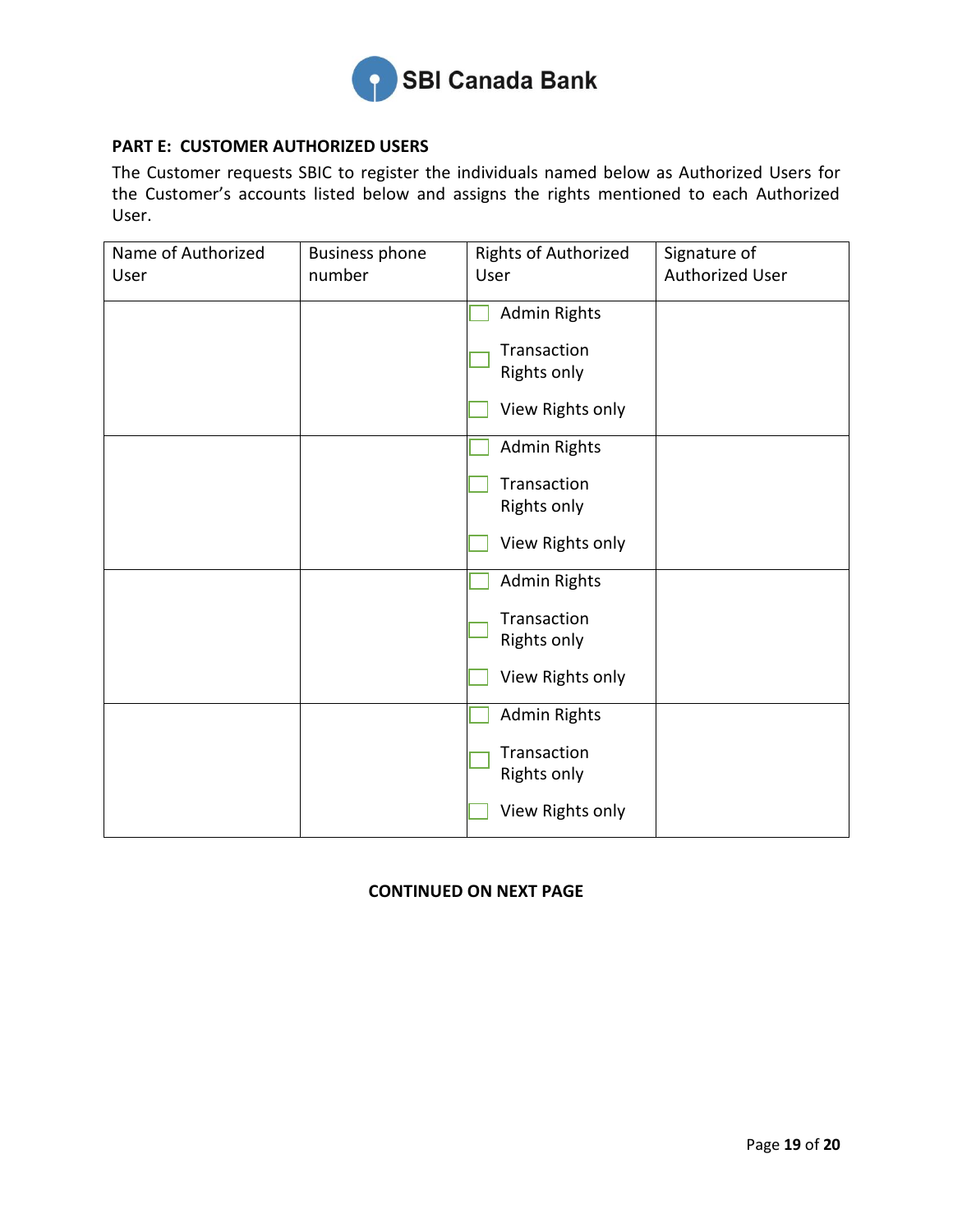**PART E: CUSTOMER AUTHORIZED USERS**

The Customer requests SBIC to register the individuals named below as Authorized Users for the Customer's accounts listed below and assigns the rights mentioned to each Authorized User.

| Name of Authorized User | Business phone number | Rights of Authorized User | Signature of Authorized User |
|---|---|---|---|
| | | ☐ Admin Rights<br>☐ Transaction Rights only<br>☐ View Rights only | |
| | | ☐ Admin Rights<br>☐ Transaction Rights only<br>☐ View Rights only | |
| | | ☐ Admin Rights<br>☐ Transaction Rights only<br>☐ View Rights only | |
| | | ☐ Admin Rights<br>☐ Transaction Rights only<br>☐ View Rights only | |

**CONTINUED ON NEXT PAGE**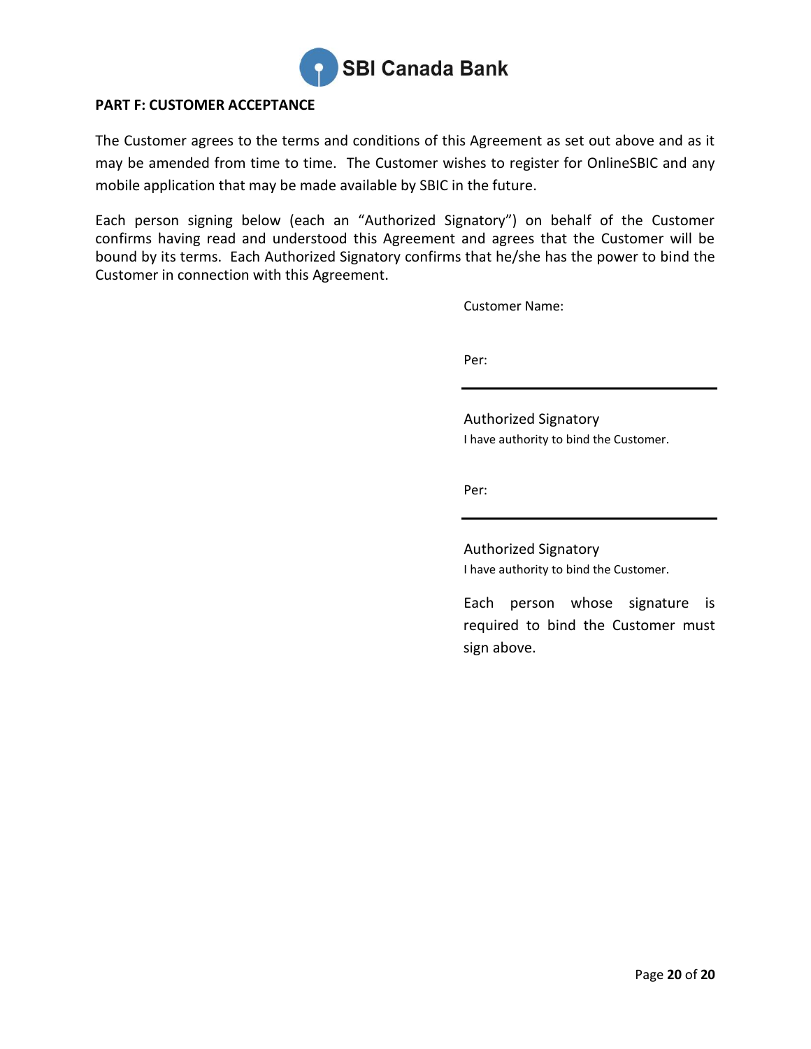**PART F: CUSTOMER ACCEPTANCE**

The Customer agrees to the terms and conditions of this Agreement as set out above and as it may be amended from time to time. The Customer wishes to register for OnlineSBIC and any mobile application that may be made available by SBIC in the future.

Each person signing below (each an "Authorized Signatory") on behalf of the Customer confirms having read and understood this Agreement and agrees that the Customer will be bound by its terms. Each Authorized Signatory confirms that he/she has the power to bind the Customer in connection with this Agreement.

Customer Name:

Per:

\_\_\_\_\_\_\_\_\_\_\_\_\_\_\_\_\_\_\_\_\_\_\_\_\_\_\_\_\_\_

Authorized Signatory
I have authority to bind the Customer.

Per:

\_\_\_\_\_\_\_\_\_\_\_\_\_\_\_\_\_\_\_\_\_\_\_\_\_\_\_\_\_\_

Authorized Signatory
I have authority to bind the Customer.

Each person whose signature is required to bind the Customer must sign above.